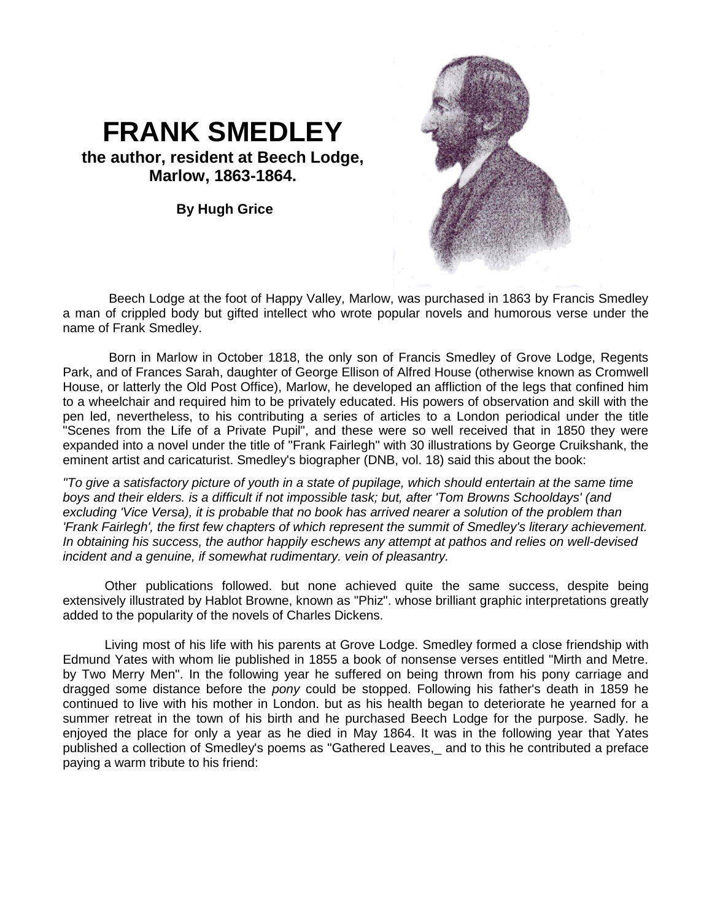# FRANK SMEDLEY

**the author, resident at Beech Lodge, Marlow, 1863-1864.**

**By Hugh Grice**

Beech Lodge at the foot of Happy Valley, Marlow, was purchased in 1863 by Francis Smedley a man of crippled body but gifted intellect who wrote popular novels and humorous verse under the name of Frank Smedley.

Born in Marlow in October 1818, the only son of Francis Smedley of Grove Lodge, Regents Park, and of Frances Sarah, daughter of George Ellison of Alfred House (otherwise known as Cromwell House, or latterly the Old Post Office), Marlow, he developed an affliction of the legs that confined him to a wheelchair and required him to be privately educated. His powers of observation and skill with the pen led, nevertheless, to his contributing a series of articles to a London periodical under the title "Scenes from the Life of a Private Pupil", and these were so well received that in 1850 they were expanded into a novel under the title of "Frank Fairlegh" with 30 illustrations by George Cruikshank, the eminent artist and caricaturist. Smedley's biographer (DNB, vol. 18) said this about the book:

*"To give a satisfactory picture of youth in a state of pupilage, which should entertain at the same time boys and their elders. is a difficult if not impossible task; but, after 'Tom Browns Schooldays' (and excluding 'Vice Versa), it is probable that no book has arrived nearer a solution of the problem than 'Frank Fairlegh', the first few chapters of which represent the summit of Smedley's literary achievement. In obtaining his success, the author happily eschews any attempt at pathos and relies on well-devised incident and a genuine, if somewhat rudimentary. vein of pleasantry.*

Other publications followed. but none achieved quite the same success, despite being extensively illustrated by Hablot Browne, known as "Phiz". whose brilliant graphic interpretations greatly added to the popularity of the novels of Charles Dickens.

Living most of his life with his parents at Grove Lodge. Smedley formed a close friendship with Edmund Yates with whom lie published in 1855 a book of nonsense verses entitled "Mirth and Metre. by Two Merry Men". In the following year he suffered on being thrown from his pony carriage and dragged some distance before the *pony* could be stopped. Following his father's death in 1859 he continued to live with his mother in London. but as his health began to deteriorate he yearned for a summer retreat in the town of his birth and he purchased Beech Lodge for the purpose. Sadly. he enjoyed the place for only a year as he died in May 1864. It was in the following year that Yates published a collection of Smedley's poems as "Gathered Leaves,_ and to this he contributed a preface paying a warm tribute to his friend: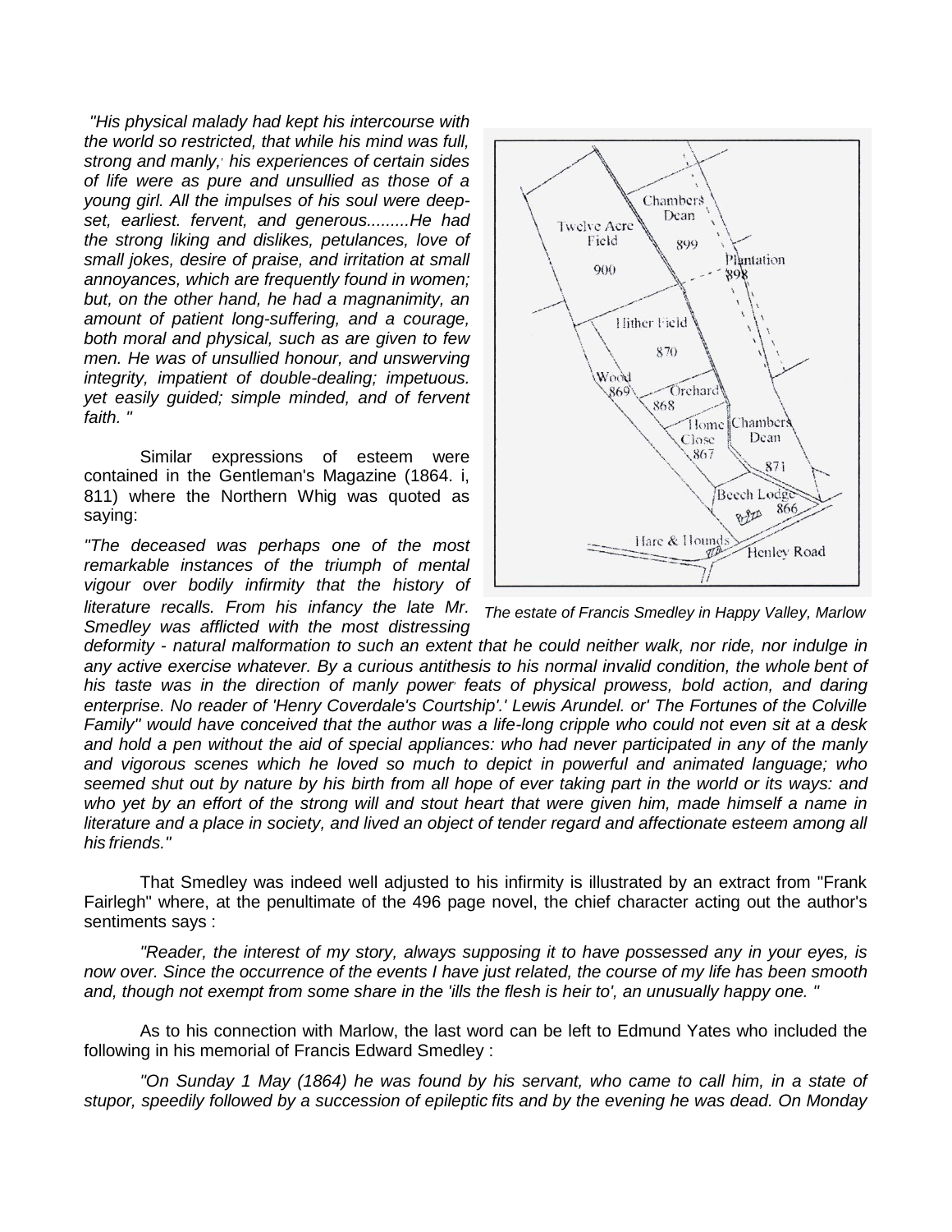*"His physical malady had kept his intercourse with the world so restricted, that while his mind was full, strong and manly, his experiences of certain sides of life were as pure and unsullied as those of a young girl. All the impulses of his soul were deep-set, earliest. fervent, and generous.........He had the strong liking and dislikes, petulances, love of small jokes, desire of praise, and irritation at small annoyances, which are frequently found in women; but, on the other hand, he had a magnanimity, an amount of patient long-suffering, and a courage, both moral and physical, such as are given to few men. He was of unsullied honour, and unswerving integrity, impatient of double-dealing; impetuous. yet easily guided; simple minded, and of fervent faith. "*

Similar expressions of esteem were contained in the Gentleman's Magazine (1864. i, 811) where the Northern Whig was quoted as saying:

*"The deceased was perhaps one of the most remarkable instances of the triumph of mental vigour over bodily infirmity that the history of literature recalls. From his infancy the late Mr. Smedley was afflicted with the most distressing deformity - natural malformation to such an extent that he could neither walk, nor ride, nor indulge in any active exercise whatever. By a curious antithesis to his normal invalid condition, the whole bent of his taste was in the direction of manly power feats of physical prowess, bold action, and daring enterprise. No reader of 'Henry Coverdale's Courtship'.' Lewis Arundel. or' The Fortunes of the Colville Family" would have conceived that the author was a life-long cripple who could not even sit at a desk and hold a pen without the aid of special appliances: who had never participated in any of the manly and vigorous scenes which he loved so much to depict in powerful and animated language; who seemed shut out by nature by his birth from all hope of ever taking part in the world or its ways: and who yet by an effort of the strong will and stout heart that were given him, made himself a name in literature and a place in society, and lived an object of tender regard and affectionate esteem among all his friends."*

The estate of Francis Smedley in Happy Valley, Marlow

That Smedley was indeed well adjusted to his infirmity is illustrated by an extract from "Frank Fairlegh" where, at the penultimate of the 496 page novel, the chief character acting out the author's sentiments says :

*"Reader, the interest of my story, always supposing it to have possessed any in your eyes, is now over. Since the occurrence of the events I have just related, the course of my life has been smooth and, though not exempt from some share in the 'ills the flesh is heir to', an unusually happy one. "*

As to his connection with Marlow, the last word can be left to Edmund Yates who included the following in his memorial of Francis Edward Smedley :

*"On Sunday 1 May (1864) he was found by his servant, who came to call him, in a state of stupor, speedily followed by a succession of epileptic fits and by the evening he was dead. On Monday*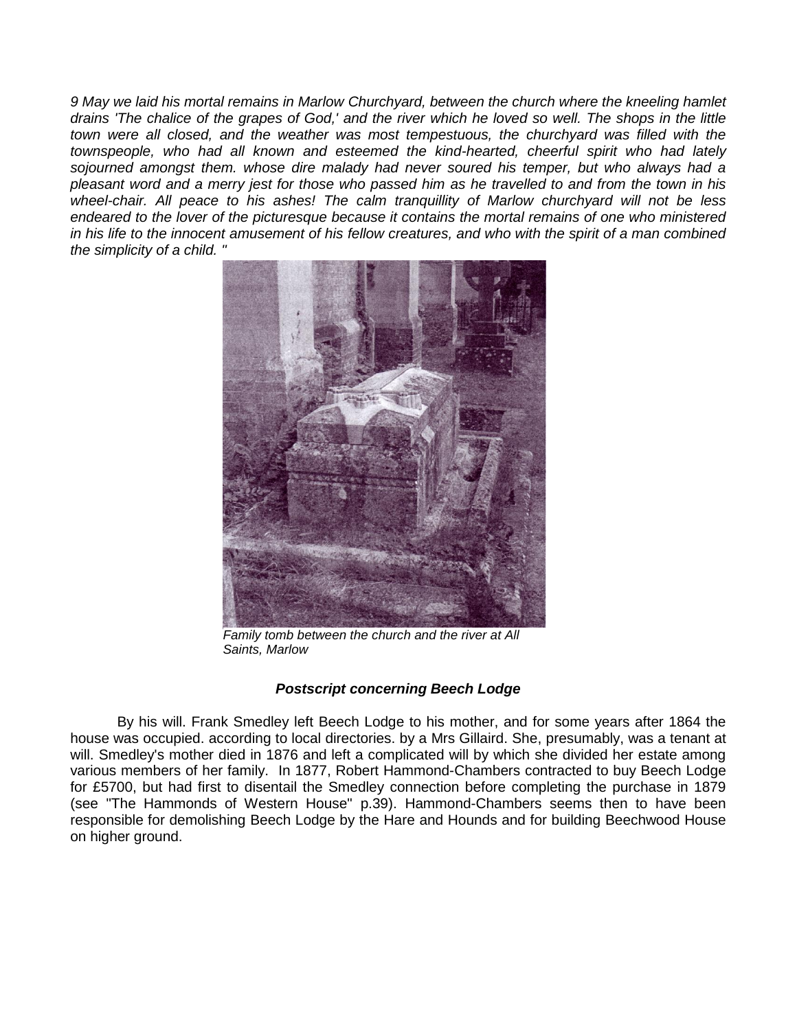*9 May we laid his mortal remains in Marlow Churchyard, between the church where the kneeling hamlet drains 'The chalice of the grapes of God,' and the river which he loved so well. The shops in the little town were all closed, and the weather was most tempestuous, the churchyard was filled with the townspeople, who had all known and esteemed the kind-hearted, cheerful spirit who had lately sojourned amongst them. whose dire malady had never soured his temper, but who always had a pleasant word and a merry jest for those who passed him as he travelled to and from the town in his wheel-chair. All peace to his ashes! The calm tranquillity of Marlow churchyard will not be less endeared to the lover of the picturesque because it contains the mortal remains of one who ministered in his life to the innocent amusement of his fellow creatures, and who with the spirit of a man combined the simplicity of a child. "*

*Family tomb between the church and the river at All Saints, Marlow*

### ***Postscript concerning Beech Lodge***

By his will. Frank Smedley left Beech Lodge to his mother, and for some years after 1864 the house was occupied. according to local directories. by a Mrs Gillaird. She, presumably, was a tenant at will. Smedley's mother died in 1876 and left a complicated will by which she divided her estate among various members of her family. In 1877, Robert Hammond-Chambers contracted to buy Beech Lodge for £5700, but had first to disentail the Smedley connection before completing the purchase in 1879 (see "The Hammonds of Western House" p.39). Hammond-Chambers seems then to have been responsible for demolishing Beech Lodge by the Hare and Hounds and for building Beechwood House on higher ground.